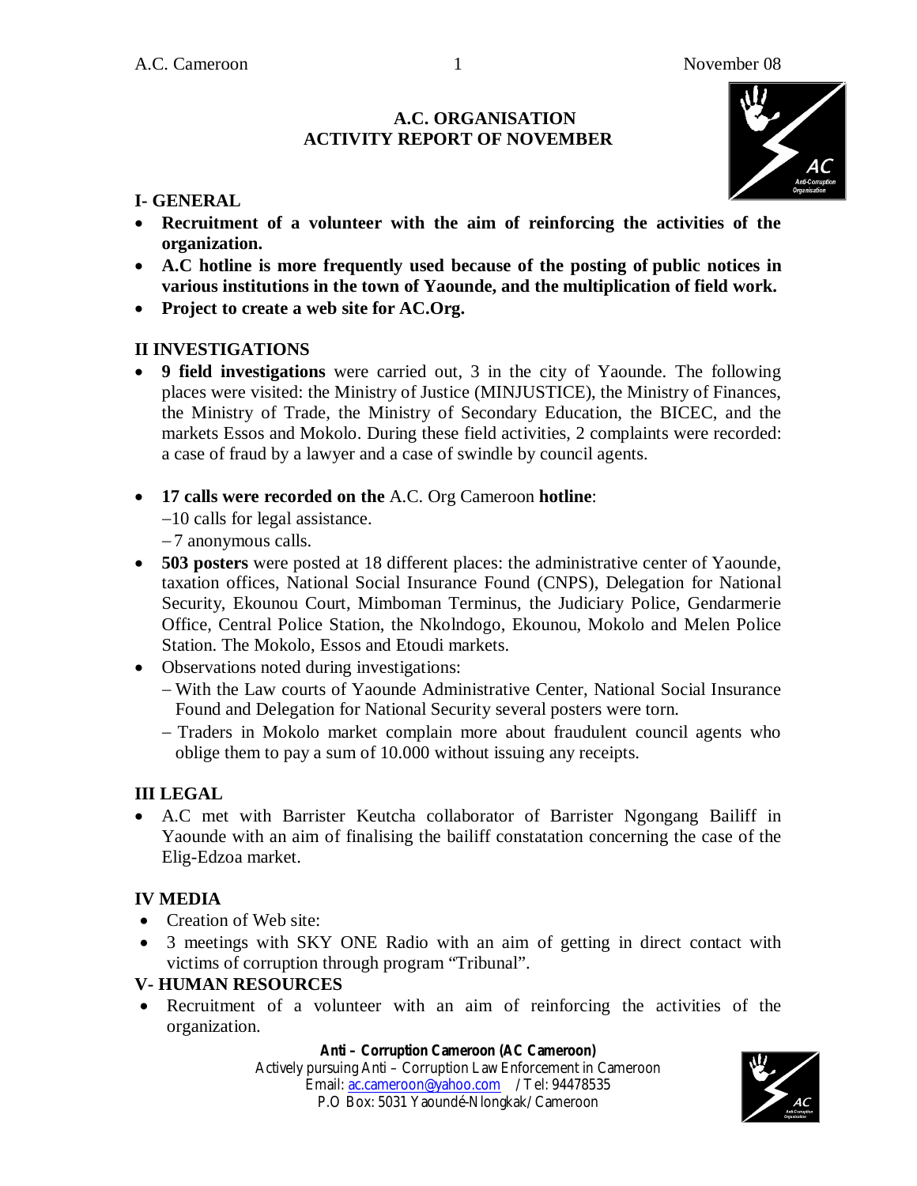# A.C. ORGANISATION
# ACTIVITY REPORT OF NOVEMBER

## I- GENERAL

- **Recruitment of a volunteer with the aim of reinforcing the activities of the organization.**
- **A.C hotline is more frequently used because of the posting of public notices in various institutions in the town of Yaounde, and the multiplication of field work.**
- **Project to create a web site for AC.Org.**

## II INVESTIGATIONS

- **9 field investigations** were carried out, 3 in the city of Yaounde. The following places were visited: the Ministry of Justice (MINJUSTICE), the Ministry of Finances, the Ministry of Trade, the Ministry of Secondary Education, the BICEC, and the markets Essos and Mokolo. During these field activities, 2 complaints were recorded: a case of fraud by a lawyer and a case of swindle by council agents.

- **17 calls were recorded on the** A.C. Org Cameroon **hotline**:
  - 10 calls for legal assistance.
  - 7 anonymous calls.
- **503 posters** were posted at 18 different places: the administrative center of Yaounde, taxation offices, National Social Insurance Found (CNPS), Delegation for National Security, Ekounou Court, Mimboman Terminus, the Judiciary Police, Gendarmerie Office, Central Police Station, the Nkolndogo, Ekounou, Mokolo and Melen Police Station. The Mokolo, Essos and Etoudi markets.
- Observations noted during investigations:
  - With the Law courts of Yaounde Administrative Center, National Social Insurance Found and Delegation for National Security several posters were torn.
  - Traders in Mokolo market complain more about fraudulent council agents who oblige them to pay a sum of 10.000 without issuing any receipts.

## III LEGAL

- A.C met with Barrister Keutcha collaborator of Barrister Ngongang Bailiff in Yaounde with an aim of finalising the bailiff constatation concerning the case of the Elig-Edzoa market.

## IV MEDIA

- Creation of Web site:
- 3 meetings with SKY ONE Radio with an aim of getting in direct contact with victims of corruption through program "Tribunal".

## V- HUMAN RESOURCES

- Recruitment of a volunteer with an aim of reinforcing the activities of the organization.

**Anti – Corruption Cameroon (AC Cameroon)**
Actively pursuing Anti – Corruption Law Enforcement in Cameroon
Email: ac.cameroon@yahoo.com / Tel: 94478535
P.O Box: 5031 Yaoundé-Nlongkak/ Cameroon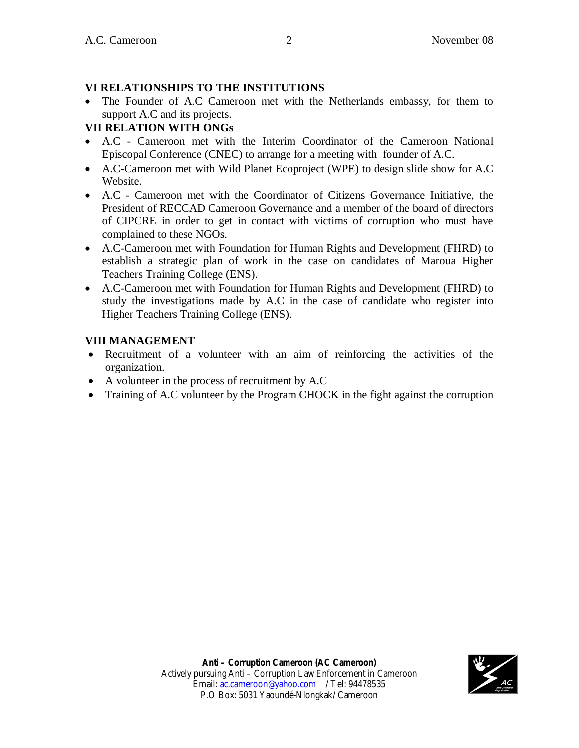## VI RELATIONSHIPS TO THE INSTITUTIONS

- The Founder of A.C Cameroon met with the Netherlands embassy, for them to support A.C and its projects.

## VII RELATION WITH ONGs

- A.C - Cameroon met with the Interim Coordinator of the Cameroon National Episcopal Conference (CNEC) to arrange for a meeting with founder of A.C.
- A.C-Cameroon met with Wild Planet Ecoproject (WPE) to design slide show for A.C Website.
- A.C - Cameroon met with the Coordinator of Citizens Governance Initiative, the President of RECCAD Cameroon Governance and a member of the board of directors of CIPCRE in order to get in contact with victims of corruption who must have complained to these NGOs.
- A.C-Cameroon met with Foundation for Human Rights and Development (FHRD) to establish a strategic plan of work in the case on candidates of Maroua Higher Teachers Training College (ENS).
- A.C-Cameroon met with Foundation for Human Rights and Development (FHRD) to study the investigations made by A.C in the case of candidate who register into Higher Teachers Training College (ENS).

## VIII MANAGEMENT

- Recruitment of a volunteer with an aim of reinforcing the activities of the organization.
- A volunteer in the process of recruitment by A.C
- Training of A.C volunteer by the Program CHOCK in the fight against the corruption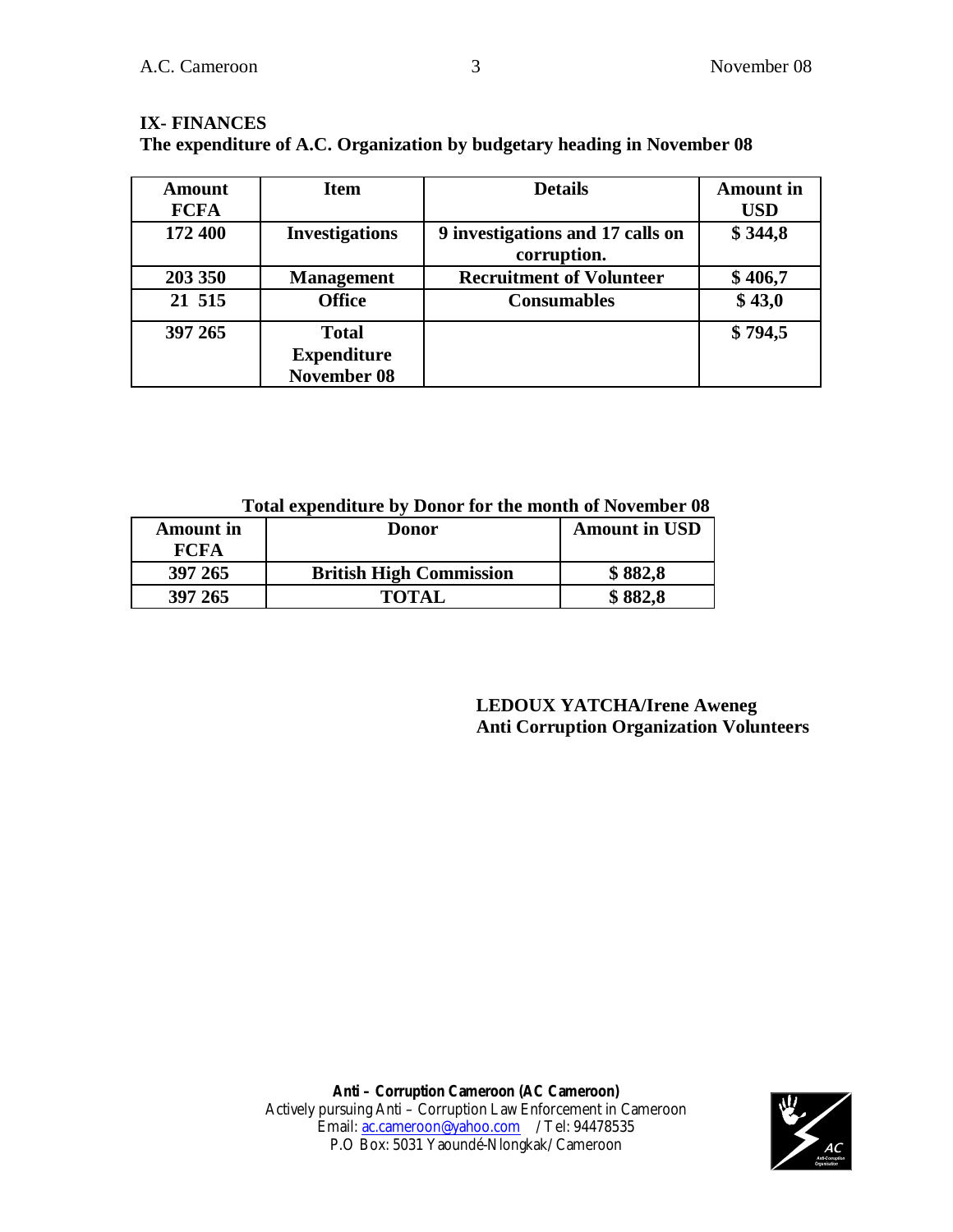## IX- FINANCES

**The expenditure of A.C. Organization by budgetary heading in November 08**

| Amount FCFA | Item | Details | Amount in USD |
|---|---|---|---|
| 172 400 | Investigations | 9 investigations and 17 calls on corruption. | $ 344,8 |
| 203 350 | Management | Recruitment of Volunteer | $ 406,7 |
| 21 515 | Office | Consumables | $ 43,0 |
| 397 265 | Total Expenditure November 08 | | $ 794,5 |

**Total expenditure by Donor for the month of November 08**

| Amount in FCFA | Donor | Amount in USD |
|---|---|---|
| 397 265 | British High Commission | $ 882,8 |
| 397 265 | TOTAL | $ 882,8 |

**LEDOUX YATCHA/Irene Aweneg**
**Anti Corruption Organization Volunteers**

**Anti – Corruption Cameroon (AC Cameroon)**
Actively pursuing Anti – Corruption Law Enforcement in Cameroon
Email: ac.cameroon@yahoo.com / Tel: 94478535
P.O Box: 5031 Yaoundé-Nlongkak/ Cameroon